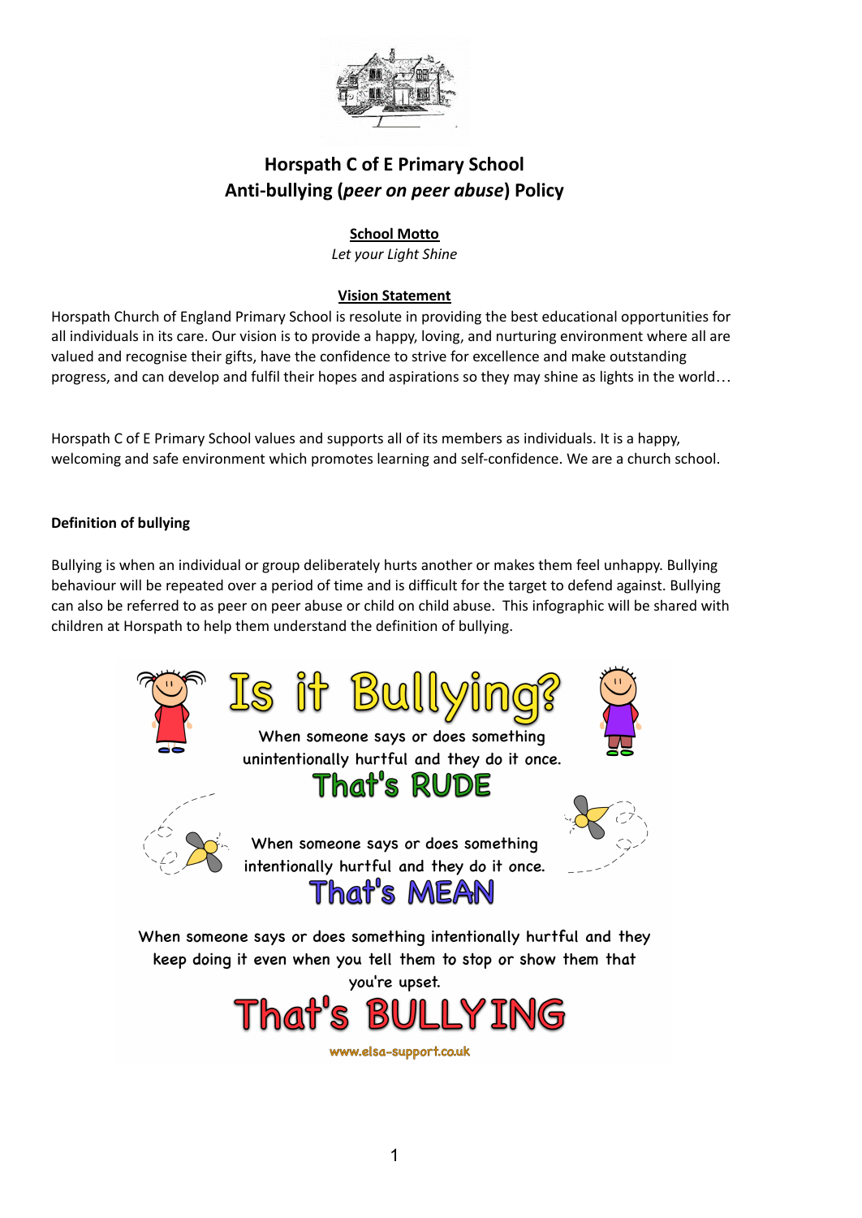# Horspath C of E Primary School
# Anti-bullying (*peer on peer abuse*) Policy

**School Motto**

*Let your Light Shine*

**Vision Statement**

Horspath Church of England Primary School is resolute in providing the best educational opportunities for all individuals in its care. Our vision is to provide a happy, loving, and nurturing environment where all are valued and recognise their gifts, have the confidence to strive for excellence and make outstanding progress, and can develop and fulfil their hopes and aspirations so they may shine as lights in the world…

Horspath C of E Primary School values and supports all of its members as individuals. It is a happy, welcoming and safe environment which promotes learning and self-confidence. We are a church school.

**Definition of bullying**

Bullying is when an individual or group deliberately hurts another or makes them feel unhappy. Bullying behaviour will be repeated over a period of time and is difficult for the target to defend against. Bullying can also be referred to as peer on peer abuse or child on child abuse. This infographic will be shared with children at Horspath to help them understand the definition of bullying.

**Is it Bullying?**

When someone says or does something unintentionally hurtful and they do it once.
**That's RUDE**

When someone says or does something intentionally hurtful and they do it once.
**That's MEAN**

When someone says or does something intentionally hurtful and they keep doing it even when you tell them to stop or show them that you're upset.
**That's BULLYING**

www.elsa-support.co.uk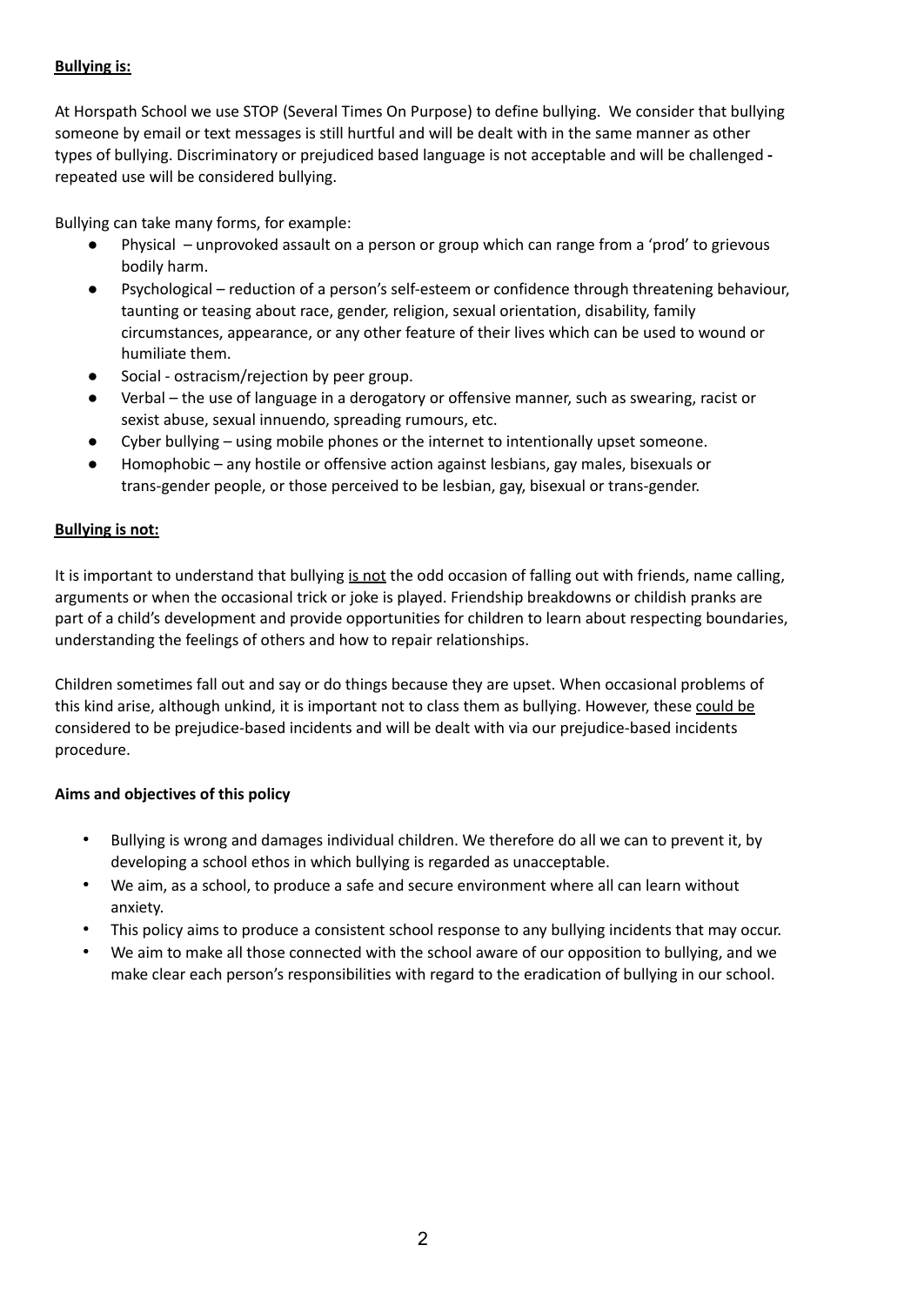**<u>Bullying is:</u>**

At Horspath School we use STOP (Several Times On Purpose) to define bullying. We consider that bullying someone by email or text messages is still hurtful and will be dealt with in the same manner as other types of bullying. Discriminatory or prejudiced based language is not acceptable and will be challenged **-** repeated use will be considered bullying.

Bullying can take many forms, for example:

- Physical – unprovoked assault on a person or group which can range from a 'prod' to grievous bodily harm.
- Psychological – reduction of a person's self-esteem or confidence through threatening behaviour, taunting or teasing about race, gender, religion, sexual orientation, disability, family circumstances, appearance, or any other feature of their lives which can be used to wound or humiliate them.
- Social - ostracism/rejection by peer group.
- Verbal – the use of language in a derogatory or offensive manner, such as swearing, racist or sexist abuse, sexual innuendo, spreading rumours, etc.
- Cyber bullying – using mobile phones or the internet to intentionally upset someone.
- Homophobic – any hostile or offensive action against lesbians, gay males, bisexuals or trans-gender people, or those perceived to be lesbian, gay, bisexual or trans-gender.

**<u>Bullying is not:</u>**

It is important to understand that bullying <u>is not</u> the odd occasion of falling out with friends, name calling, arguments or when the occasional trick or joke is played. Friendship breakdowns or childish pranks are part of a child's development and provide opportunities for children to learn about respecting boundaries, understanding the feelings of others and how to repair relationships.

Children sometimes fall out and say or do things because they are upset. When occasional problems of this kind arise, although unkind, it is important not to class them as bullying. However, these <u>could be</u> considered to be prejudice-based incidents and will be dealt with via our prejudice-based incidents procedure.

**Aims and objectives of this policy**

- Bullying is wrong and damages individual children. We therefore do all we can to prevent it, by developing a school ethos in which bullying is regarded as unacceptable.
- We aim, as a school, to produce a safe and secure environment where all can learn without anxiety.
- This policy aims to produce a consistent school response to any bullying incidents that may occur.
- We aim to make all those connected with the school aware of our opposition to bullying, and we make clear each person's responsibilities with regard to the eradication of bullying in our school.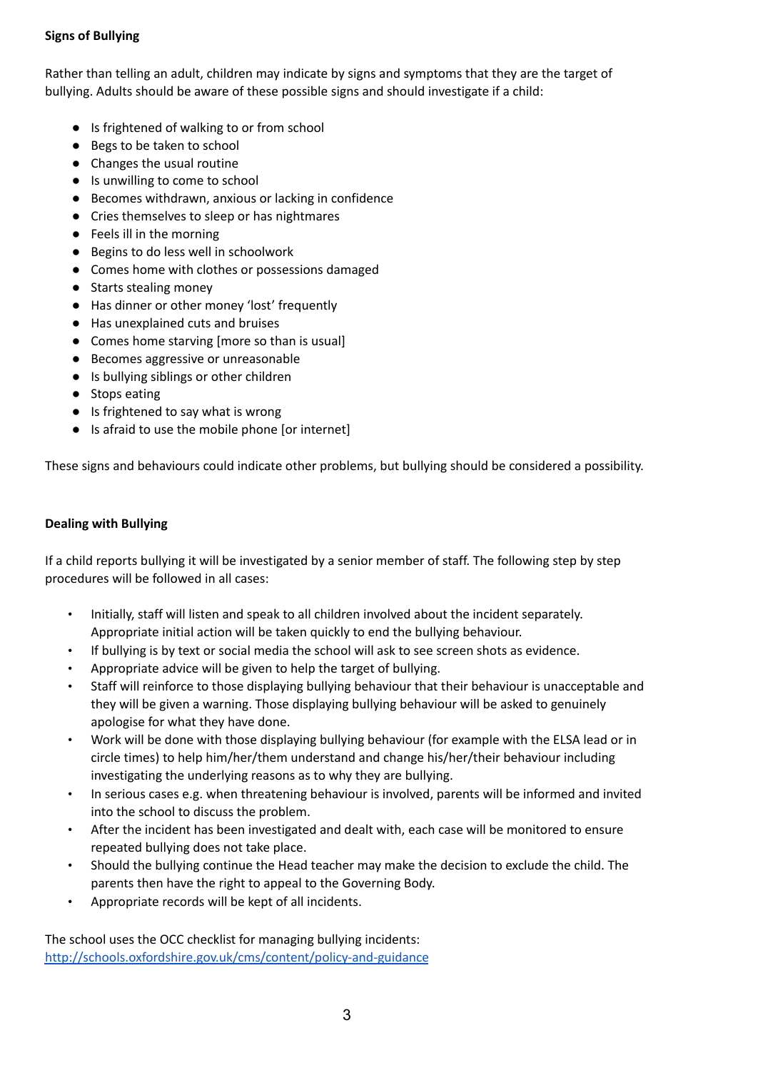**Signs of Bullying**

Rather than telling an adult, children may indicate by signs and symptoms that they are the target of bullying. Adults should be aware of these possible signs and should investigate if a child:

- Is frightened of walking to or from school
- Begs to be taken to school
- Changes the usual routine
- Is unwilling to come to school
- Becomes withdrawn, anxious or lacking in confidence
- Cries themselves to sleep or has nightmares
- Feels ill in the morning
- Begins to do less well in schoolwork
- Comes home with clothes or possessions damaged
- Starts stealing money
- Has dinner or other money 'lost' frequently
- Has unexplained cuts and bruises
- Comes home starving [more so than is usual]
- Becomes aggressive or unreasonable
- Is bullying siblings or other children
- Stops eating
- Is frightened to say what is wrong
- Is afraid to use the mobile phone [or internet]

These signs and behaviours could indicate other problems, but bullying should be considered a possibility.

**Dealing with Bullying**

If a child reports bullying it will be investigated by a senior member of staff. The following step by step procedures will be followed in all cases:

- Initially, staff will listen and speak to all children involved about the incident separately. Appropriate initial action will be taken quickly to end the bullying behaviour.
- If bullying is by text or social media the school will ask to see screen shots as evidence.
- Appropriate advice will be given to help the target of bullying.
- Staff will reinforce to those displaying bullying behaviour that their behaviour is unacceptable and they will be given a warning. Those displaying bullying behaviour will be asked to genuinely apologise for what they have done.
- Work will be done with those displaying bullying behaviour (for example with the ELSA lead or in circle times) to help him/her/them understand and change his/her/their behaviour including investigating the underlying reasons as to why they are bullying.
- In serious cases e.g. when threatening behaviour is involved, parents will be informed and invited into the school to discuss the problem.
- After the incident has been investigated and dealt with, each case will be monitored to ensure repeated bullying does not take place.
- Should the bullying continue the Head teacher may make the decision to exclude the child. The parents then have the right to appeal to the Governing Body.
- Appropriate records will be kept of all incidents.

The school uses the OCC checklist for managing bullying incidents:
[http://schools.oxfordshire.gov.uk/cms/content/policy-and-guidance](http://schools.oxfordshire.gov.uk/cms/content/policy-and-guidance)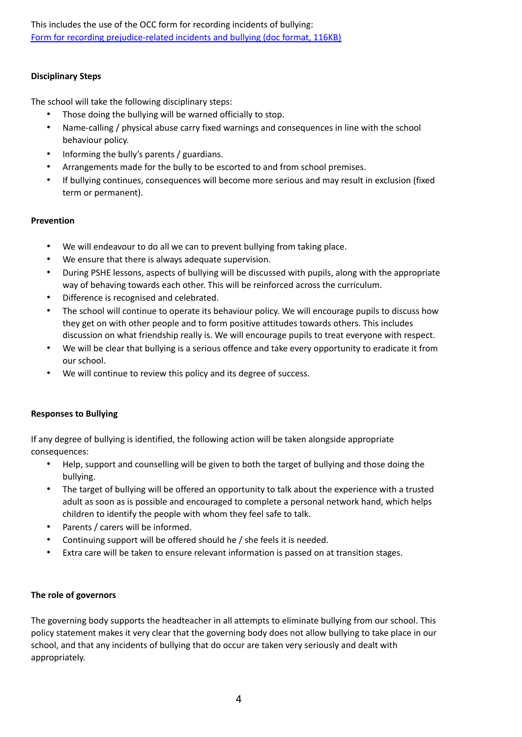This includes the use of the OCC form for recording incidents of bullying:
[Form for recording prejudice-related incidents and bullying (doc format, 116KB)]

**Disciplinary Steps**

The school will take the following disciplinary steps:

- Those doing the bullying will be warned officially to stop.
- Name-calling / physical abuse carry fixed warnings and consequences in line with the school behaviour policy.
- Informing the bully's parents / guardians.
- Arrangements made for the bully to be escorted to and from school premises.
- If bullying continues, consequences will become more serious and may result in exclusion (fixed term or permanent).

**Prevention**

- We will endeavour to do all we can to prevent bullying from taking place.
- We ensure that there is always adequate supervision.
- During PSHE lessons, aspects of bullying will be discussed with pupils, along with the appropriate way of behaving towards each other. This will be reinforced across the curriculum.
- Difference is recognised and celebrated.
- The school will continue to operate its behaviour policy. We will encourage pupils to discuss how they get on with other people and to form positive attitudes towards others. This includes discussion on what friendship really is. We will encourage pupils to treat everyone with respect.
- We will be clear that bullying is a serious offence and take every opportunity to eradicate it from our school.
- We will continue to review this policy and its degree of success.

**Responses to Bullying**

If any degree of bullying is identified, the following action will be taken alongside appropriate consequences:

- Help, support and counselling will be given to both the target of bullying and those doing the bullying.
- The target of bullying will be offered an opportunity to talk about the experience with a trusted adult as soon as is possible and encouraged to complete a personal network hand, which helps children to identify the people with whom they feel safe to talk.
- Parents / carers will be informed.
- Continuing support will be offered should he / she feels it is needed.
- Extra care will be taken to ensure relevant information is passed on at transition stages.

**The role of governors**

The governing body supports the headteacher in all attempts to eliminate bullying from our school. This policy statement makes it very clear that the governing body does not allow bullying to take place in our school, and that any incidents of bullying that do occur are taken very seriously and dealt with appropriately.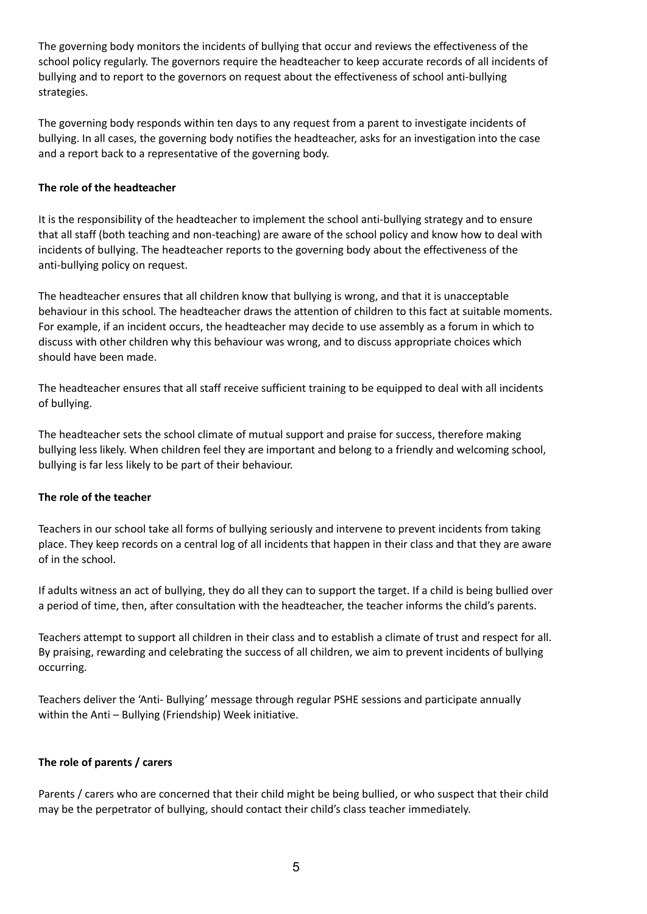The governing body monitors the incidents of bullying that occur and reviews the effectiveness of the school policy regularly. The governors require the headteacher to keep accurate records of all incidents of bullying and to report to the governors on request about the effectiveness of school anti-bullying strategies.

The governing body responds within ten days to any request from a parent to investigate incidents of bullying. In all cases, the governing body notifies the headteacher, asks for an investigation into the case and a report back to a representative of the governing body.

**The role of the headteacher**

It is the responsibility of the headteacher to implement the school anti-bullying strategy and to ensure that all staff (both teaching and non-teaching) are aware of the school policy and know how to deal with incidents of bullying. The headteacher reports to the governing body about the effectiveness of the anti-bullying policy on request.

The headteacher ensures that all children know that bullying is wrong, and that it is unacceptable behaviour in this school. The headteacher draws the attention of children to this fact at suitable moments. For example, if an incident occurs, the headteacher may decide to use assembly as a forum in which to discuss with other children why this behaviour was wrong, and to discuss appropriate choices which should have been made.

The headteacher ensures that all staff receive sufficient training to be equipped to deal with all incidents of bullying.

The headteacher sets the school climate of mutual support and praise for success, therefore making bullying less likely. When children feel they are important and belong to a friendly and welcoming school, bullying is far less likely to be part of their behaviour.

**The role of the teacher**

Teachers in our school take all forms of bullying seriously and intervene to prevent incidents from taking place. They keep records on a central log of all incidents that happen in their class and that they are aware of in the school.

If adults witness an act of bullying, they do all they can to support the target. If a child is being bullied over a period of time, then, after consultation with the headteacher, the teacher informs the child's parents.

Teachers attempt to support all children in their class and to establish a climate of trust and respect for all. By praising, rewarding and celebrating the success of all children, we aim to prevent incidents of bullying occurring.

Teachers deliver the 'Anti- Bullying' message through regular PSHE sessions and participate annually within the Anti – Bullying (Friendship) Week initiative.

**The role of parents / carers**

Parents / carers who are concerned that their child might be being bullied, or who suspect that their child may be the perpetrator of bullying, should contact their child's class teacher immediately.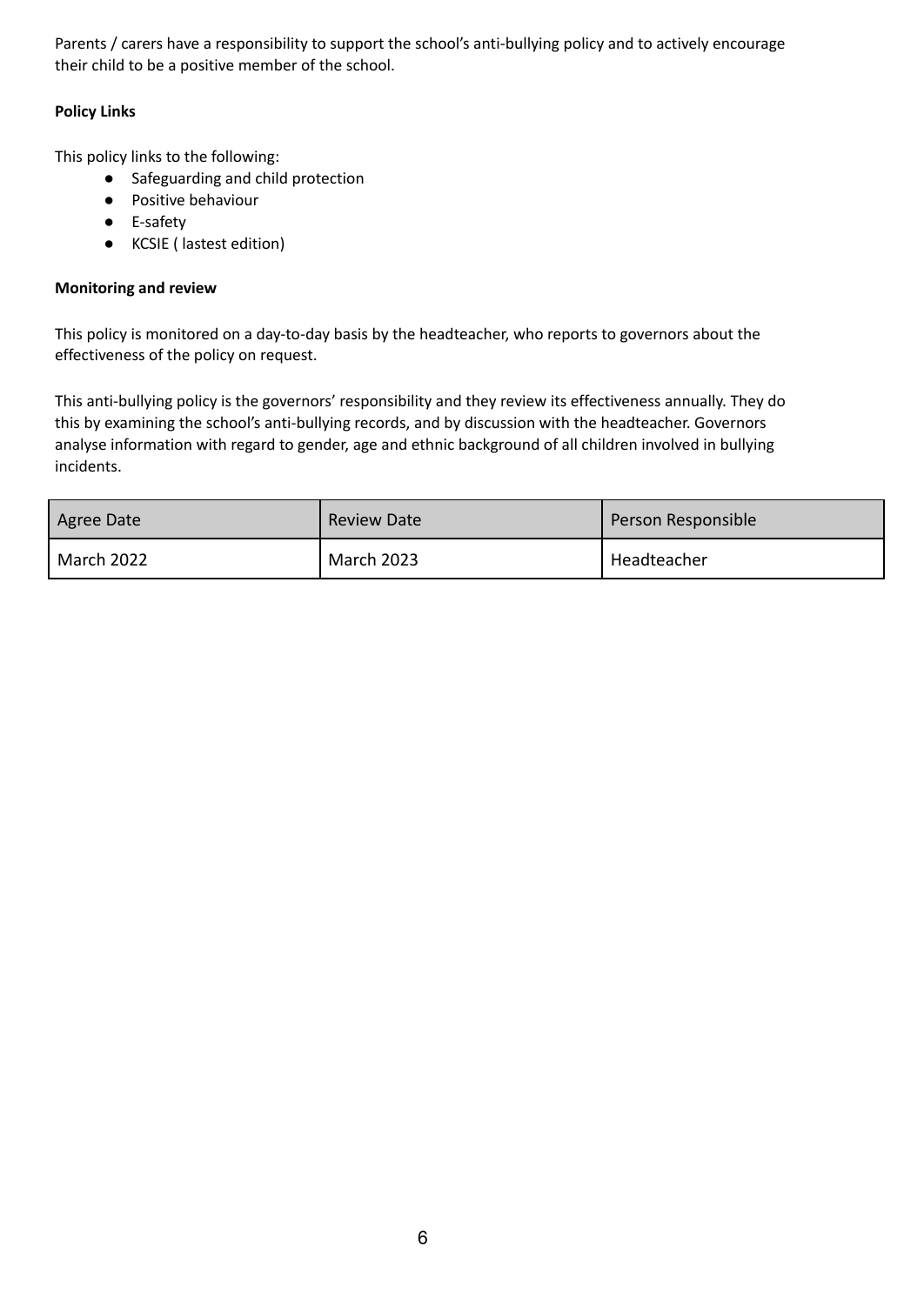Parents / carers have a responsibility to support the school's anti-bullying policy and to actively encourage their child to be a positive member of the school.

**Policy Links**

This policy links to the following:

- Safeguarding and child protection
- Positive behaviour
- E-safety
- KCSIE ( lastest edition)

**Monitoring and review**

This policy is monitored on a day-to-day basis by the headteacher, who reports to governors about the effectiveness of the policy on request.

This anti-bullying policy is the governors' responsibility and they review its effectiveness annually. They do this by examining the school's anti-bullying records, and by discussion with the headteacher. Governors analyse information with regard to gender, age and ethnic background of all children involved in bullying incidents.

| Agree Date | Review Date | Person Responsible |
|---|---|---|
| March 2022 | March 2023 | Headteacher |